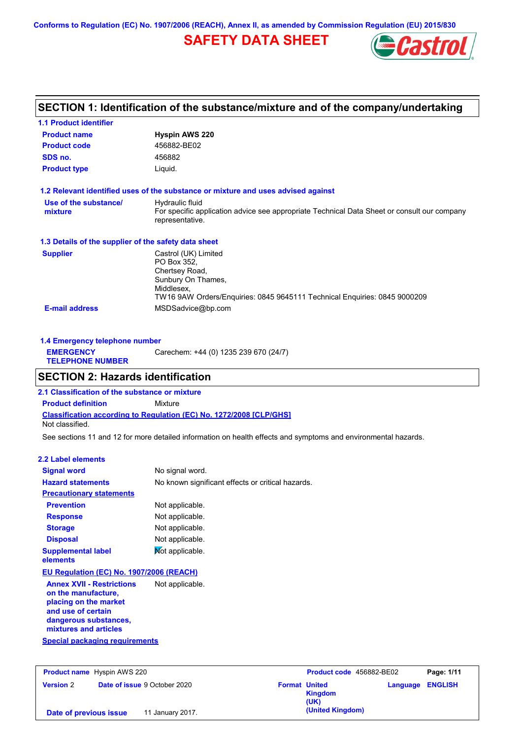Conforms to Regulation (EC) No. 1907/2006 (REACH), Annex II, as amended by Commission Regulation (EU) 2015/830

# SAFETY DATA SHEET

## SECTION 1: Identification of the substance/mixture and of the company/undertaking

### 1.1 Product identifier

| | |
|---|---|
| **Product name** | **Hyspin AWS 220** |
| **Product code** | 456882-BE02 |
| **SDS no.** | 456882 |
| **Product type** | Liquid. |

### 1.2 Relevant identified uses of the substance or mixture and uses advised against

**Use of the substance/ mixture**: Hydraulic fluid
For specific application advice see appropriate Technical Data Sheet or consult our company representative.

### 1.3 Details of the supplier of the safety data sheet

**Supplier**: Castrol (UK) Limited
PO Box 352,
Chertsey Road,
Sunbury On Thames,
Middlesex,
TW16 9AW Orders/Enquiries: 0845 9645111 Technical Enquiries: 0845 9000209

**E-mail address**: MSDSadvice@bp.com

### 1.4 Emergency telephone number

**EMERGENCY TELEPHONE NUMBER**: Carechem: +44 (0) 1235 239 670 (24/7)

## SECTION 2: Hazards identification

### 2.1 Classification of the substance or mixture

**Product definition**: Mixture

**Classification according to Regulation (EC) No. 1272/2008 [CLP/GHS]**
Not classified.

See sections 11 and 12 for more detailed information on health effects and symptoms and environmental hazards.

### 2.2 Label elements

| | |
|---|---|
| **Signal word** | No signal word. |
| **Hazard statements** | No known significant effects or critical hazards. |

**Precautionary statements**

| | |
|---|---|
| **Prevention** | Not applicable. |
| **Response** | Not applicable. |
| **Storage** | Not applicable. |
| **Disposal** | Not applicable. |
| **Supplemental label elements** | Not applicable. |

**EU Regulation (EC) No. 1907/2006 (REACH)**

**Annex XVII - Restrictions on the manufacture, placing on the market and use of certain dangerous substances, mixtures and articles**: Not applicable.

**Special packaging requirements**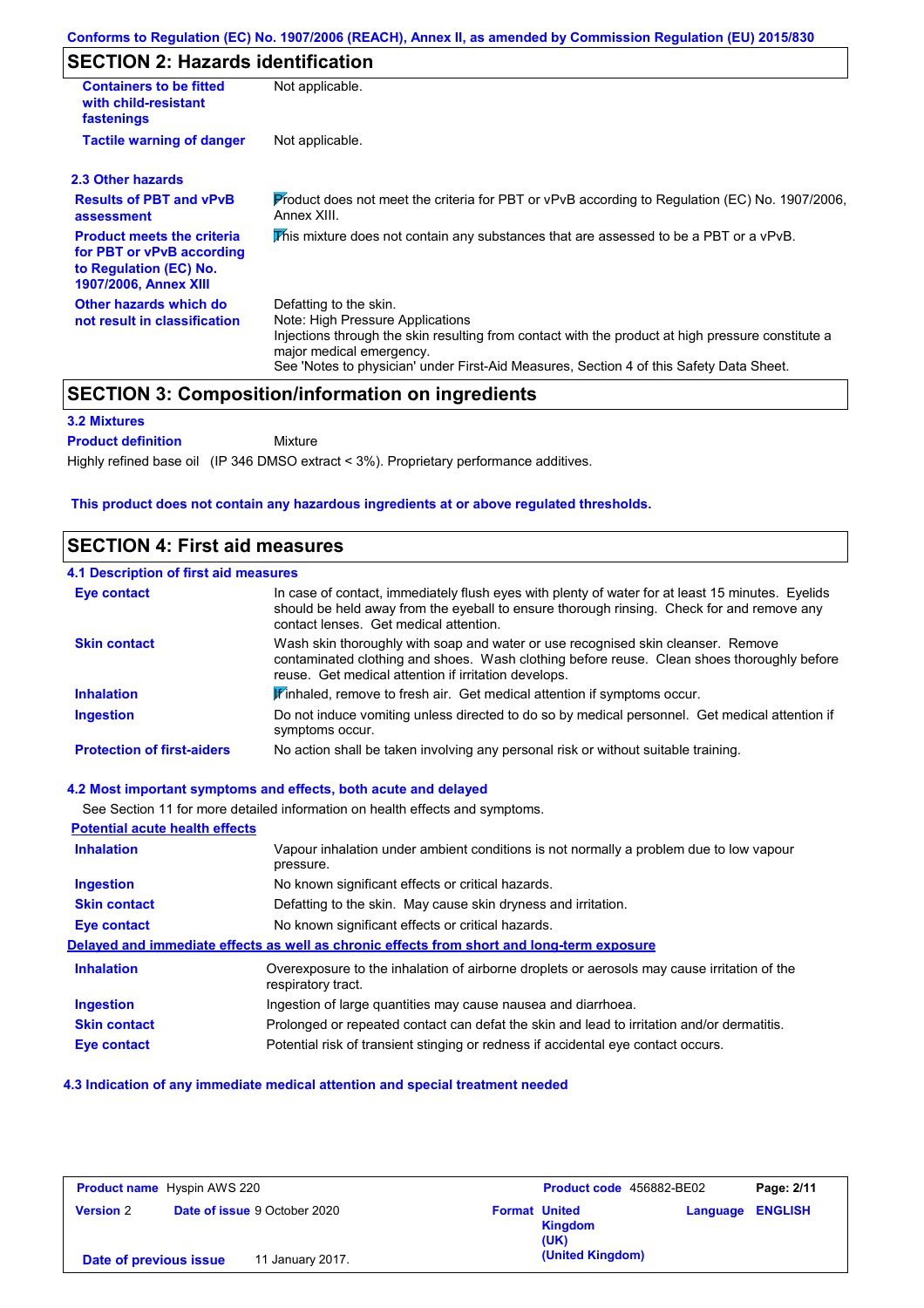Conforms to Regulation (EC) No. 1907/2006 (REACH), Annex II, as amended by Commission Regulation (EU) 2015/830

## SECTION 2: Hazards identification

| | |
|---|---|
| **Containers to be fitted with child-resistant fastenings** | Not applicable. |
| **Tactile warning of danger** | Not applicable. |

### 2.3 Other hazards

| | |
|---|---|
| **Results of PBT and vPvB assessment** | Product does not meet the criteria for PBT or vPvB according to Regulation (EC) No. 1907/2006, Annex XIII. |
| **Product meets the criteria for PBT or vPvB according to Regulation (EC) No. 1907/2006, Annex XIII** | This mixture does not contain any substances that are assessed to be a PBT or a vPvB. |
| **Other hazards which do not result in classification** | Defatting to the skin. Note: High Pressure Applications Injections through the skin resulting from contact with the product at high pressure constitute a major medical emergency. See 'Notes to physician' under First-Aid Measures, Section 4 of this Safety Data Sheet. |

## SECTION 3: Composition/information on ingredients

### 3.2 Mixtures

**Product definition** Mixture

Highly refined base oil (IP 346 DMSO extract < 3%). Proprietary performance additives.

**This product does not contain any hazardous ingredients at or above regulated thresholds.**

## SECTION 4: First aid measures

### 4.1 Description of first aid measures

| | |
|---|---|
| **Eye contact** | In case of contact, immediately flush eyes with plenty of water for at least 15 minutes. Eyelids should be held away from the eyeball to ensure thorough rinsing. Check for and remove any contact lenses. Get medical attention. |
| **Skin contact** | Wash skin thoroughly with soap and water or use recognised skin cleanser. Remove contaminated clothing and shoes. Wash clothing before reuse. Clean shoes thoroughly before reuse. Get medical attention if irritation develops. |
| **Inhalation** | If inhaled, remove to fresh air. Get medical attention if symptoms occur. |
| **Ingestion** | Do not induce vomiting unless directed to do so by medical personnel. Get medical attention if symptoms occur. |
| **Protection of first-aiders** | No action shall be taken involving any personal risk or without suitable training. |

### 4.2 Most important symptoms and effects, both acute and delayed

See Section 11 for more detailed information on health effects and symptoms.

**Potential acute health effects**

| | |
|---|---|
| **Inhalation** | Vapour inhalation under ambient conditions is not normally a problem due to low vapour pressure. |
| **Ingestion** | No known significant effects or critical hazards. |
| **Skin contact** | Defatting to the skin. May cause skin dryness and irritation. |
| **Eye contact** | No known significant effects or critical hazards. |

**Delayed and immediate effects as well as chronic effects from short and long-term exposure**

| | |
|---|---|
| **Inhalation** | Overexposure to the inhalation of airborne droplets or aerosols may cause irritation of the respiratory tract. |
| **Ingestion** | Ingestion of large quantities may cause nausea and diarrhoea. |
| **Skin contact** | Prolonged or repeated contact can defat the skin and lead to irritation and/or dermatitis. |
| **Eye contact** | Potential risk of transient stinging or redness if accidental eye contact occurs. |

### 4.3 Indication of any immediate medical attention and special treatment needed

| | | | |
|---|---|---|---|
| **Product name** Hyspin AWS 220 | | **Product code** 456882-BE02 | **Page: 2/11** |
| **Version** 2 | **Date of issue** 9 October 2020 | **Format** United Kingdom (UK) (United Kingdom) | **Language** ENGLISH |
| **Date of previous issue** | 11 January 2017. | | |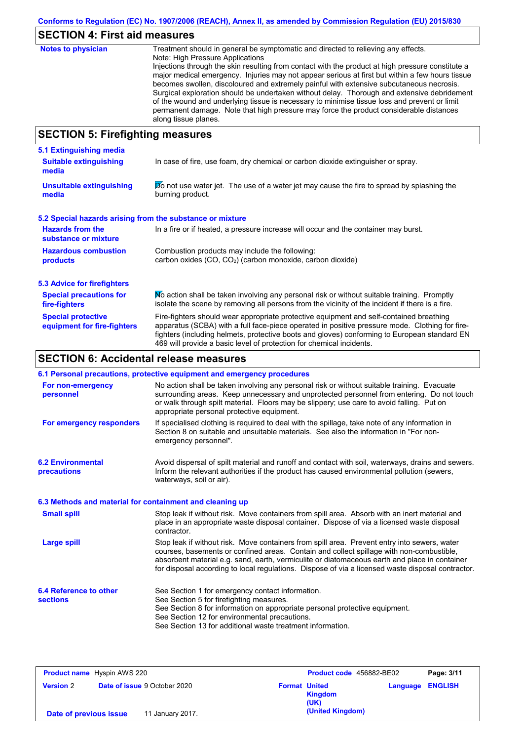## SECTION 4: First aid measures

| | |
|---|---|
| **Notes to physician** | Treatment should in general be symptomatic and directed to relieving any effects. Note: High Pressure Applications Injections through the skin resulting from contact with the product at high pressure constitute a major medical emergency. Injuries may not appear serious at first but within a few hours tissue becomes swollen, discoloured and extremely painful with extensive subcutaneous necrosis. Surgical exploration should be undertaken without delay. Thorough and extensive debridement of the wound and underlying tissue is necessary to minimise tissue loss and prevent or limit permanent damage. Note that high pressure may force the product considerable distances along tissue planes. |

## SECTION 5: Firefighting measures

### 5.1 Extinguishing media

| | |
|---|---|
| **Suitable extinguishing media** | In case of fire, use foam, dry chemical or carbon dioxide extinguisher or spray. |
| **Unsuitable extinguishing media** | Do not use water jet. The use of a water jet may cause the fire to spread by splashing the burning product. |

### 5.2 Special hazards arising from the substance or mixture

| | |
|---|---|
| **Hazards from the substance or mixture** | In a fire or if heated, a pressure increase will occur and the container may burst. |
| **Hazardous combustion products** | Combustion products may include the following: carbon oxides (CO, $CO_2$) (carbon monoxide, carbon dioxide) |

### 5.3 Advice for firefighters

| | |
|---|---|
| **Special precautions for fire-fighters** | No action shall be taken involving any personal risk or without suitable training. Promptly isolate the scene by removing all persons from the vicinity of the incident if there is a fire. |
| **Special protective equipment for fire-fighters** | Fire-fighters should wear appropriate protective equipment and self-contained breathing apparatus (SCBA) with a full face-piece operated in positive pressure mode. Clothing for fire-fighters (including helmets, protective boots and gloves) conforming to European standard EN 469 will provide a basic level of protection for chemical incidents. |

## SECTION 6: Accidental release measures

### 6.1 Personal precautions, protective equipment and emergency procedures

| | |
|---|---|
| **For non-emergency personnel** | No action shall be taken involving any personal risk or without suitable training. Evacuate surrounding areas. Keep unnecessary and unprotected personnel from entering. Do not touch or walk through spilt material. Floors may be slippery; use care to avoid falling. Put on appropriate personal protective equipment. |
| **For emergency responders** | If specialised clothing is required to deal with the spillage, take note of any information in Section 8 on suitable and unsuitable materials. See also the information in "For non-emergency personnel". |

| | |
|---|---|
| **6.2 Environmental precautions** | Avoid dispersal of spilt material and runoff and contact with soil, waterways, drains and sewers. Inform the relevant authorities if the product has caused environmental pollution (sewers, waterways, soil or air). |

### 6.3 Methods and material for containment and cleaning up

| | |
|---|---|
| **Small spill** | Stop leak if without risk. Move containers from spill area. Absorb with an inert material and place in an appropriate waste disposal container. Dispose of via a licensed waste disposal contractor. |
| **Large spill** | Stop leak if without risk. Move containers from spill area. Prevent entry into sewers, water courses, basements or confined areas. Contain and collect spillage with non-combustible, absorbent material e.g. sand, earth, vermiculite or diatomaceous earth and place in container for disposal according to local regulations. Dispose of via a licensed waste disposal contractor. |

| | |
|---|---|
| **6.4 Reference to other sections** | See Section 1 for emergency contact information.<br>See Section 5 for firefighting measures.<br>See Section 8 for information on appropriate personal protective equipment.<br>See Section 12 for environmental precautions.<br>See Section 13 for additional waste treatment information. |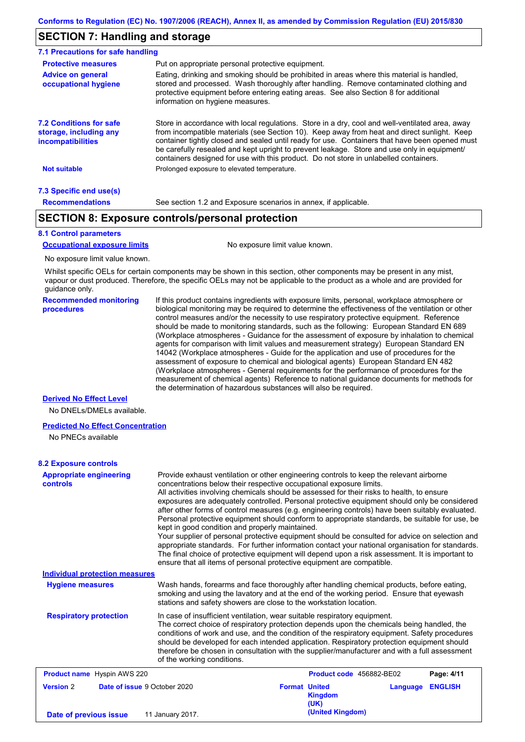## SECTION 7: Handling and storage

### 7.1 Precautions for safe handling

**Protective measures** — Put on appropriate personal protective equipment.

**Advice on general occupational hygiene** — Eating, drinking and smoking should be prohibited in areas where this material is handled, stored and processed. Wash thoroughly after handling. Remove contaminated clothing and protective equipment before entering eating areas. See also Section 8 for additional information on hygiene measures.

### 7.2 Conditions for safe storage, including any incompatibilities

Store in accordance with local regulations. Store in a dry, cool and well-ventilated area, away from incompatible materials (see Section 10). Keep away from heat and direct sunlight. Keep container tightly closed and sealed until ready for use. Containers that have been opened must be carefully resealed and kept upright to prevent leakage. Store and use only in equipment/ containers designed for use with this product. Do not store in unlabelled containers.

**Not suitable** — Prolonged exposure to elevated temperature.

### 7.3 Specific end use(s)

**Recommendations** — See section 1.2 and Exposure scenarios in annex, if applicable.

## SECTION 8: Exposure controls/personal protection

### 8.1 Control parameters

**Occupational exposure limits** — No exposure limit value known.

No exposure limit value known.

Whilst specific OELs for certain components may be shown in this section, other components may be present in any mist, vapour or dust produced. Therefore, the specific OELs may not be applicable to the product as a whole and are provided for guidance only.

**Recommended monitoring procedures** — If this product contains ingredients with exposure limits, personal, workplace atmosphere or biological monitoring may be required to determine the effectiveness of the ventilation or other control measures and/or the necessity to use respiratory protective equipment. Reference should be made to monitoring standards, such as the following: European Standard EN 689 (Workplace atmospheres - Guidance for the assessment of exposure by inhalation to chemical agents for comparison with limit values and measurement strategy) European Standard EN 14042 (Workplace atmospheres - Guide for the application and use of procedures for the assessment of exposure to chemical and biological agents) European Standard EN 482 (Workplace atmospheres - General requirements for the performance of procedures for the measurement of chemical agents) Reference to national guidance documents for methods for the determination of hazardous substances will also be required.

**Derived No Effect Level**

No DNELs/DMELs available.

**Predicted No Effect Concentration**

No PNECs available

### 8.2 Exposure controls

**Appropriate engineering controls** — Provide exhaust ventilation or other engineering controls to keep the relevant airborne concentrations below their respective occupational exposure limits.
All activities involving chemicals should be assessed for their risks to health, to ensure exposures are adequately controlled. Personal protective equipment should only be considered after other forms of control measures (e.g. engineering controls) have been suitably evaluated. Personal protective equipment should conform to appropriate standards, be suitable for use, be kept in good condition and properly maintained.
Your supplier of personal protective equipment should be consulted for advice on selection and appropriate standards. For further information contact your national organisation for standards.
The final choice of protective equipment will depend upon a risk assessment. It is important to ensure that all items of personal protective equipment are compatible.

**Individual protection measures**

**Hygiene measures** — Wash hands, forearms and face thoroughly after handling chemical products, before eating, smoking and using the lavatory and at the end of the working period. Ensure that eyewash stations and safety showers are close to the workstation location.

**Respiratory protection** — In case of insufficient ventilation, wear suitable respiratory equipment.
The correct choice of respiratory protection depends upon the chemicals being handled, the conditions of work and use, and the condition of the respiratory equipment. Safety procedures should be developed for each intended application. Respiratory protection equipment should therefore be chosen in consultation with the supplier/manufacturer and with a full assessment of the working conditions.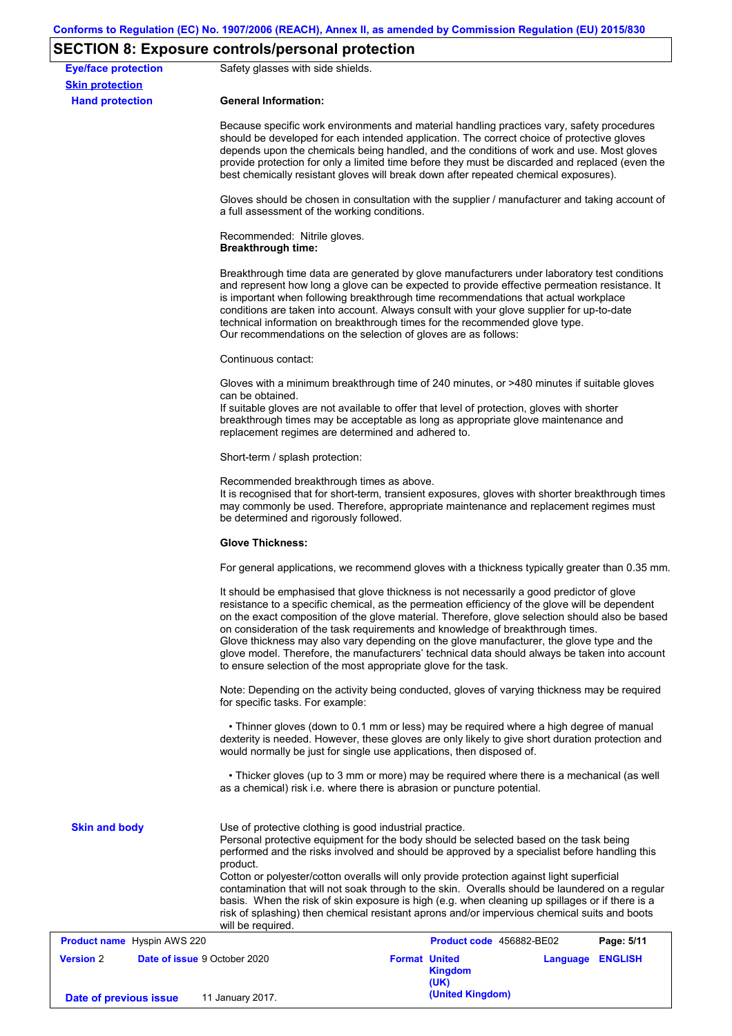## SECTION 8: Exposure controls/personal protection

**Eye/face protection**

Safety glasses with side shields.

**Skin protection**

**Hand protection**

**General Information:**

Because specific work environments and material handling practices vary, safety procedures should be developed for each intended application. The correct choice of protective gloves depends upon the chemicals being handled, and the conditions of work and use. Most gloves provide protection for only a limited time before they must be discarded and replaced (even the best chemically resistant gloves will break down after repeated chemical exposures).

Gloves should be chosen in consultation with the supplier / manufacturer and taking account of a full assessment of the working conditions.

Recommended: Nitrile gloves.
**Breakthrough time:**

Breakthrough time data are generated by glove manufacturers under laboratory test conditions and represent how long a glove can be expected to provide effective permeation resistance. It is important when following breakthrough time recommendations that actual workplace conditions are taken into account. Always consult with your glove supplier for up-to-date technical information on breakthrough times for the recommended glove type.
Our recommendations on the selection of gloves are as follows:

Continuous contact:

Gloves with a minimum breakthrough time of 240 minutes, or >480 minutes if suitable gloves can be obtained.
If suitable gloves are not available to offer that level of protection, gloves with shorter breakthrough times may be acceptable as long as appropriate glove maintenance and replacement regimes are determined and adhered to.

Short-term / splash protection:

Recommended breakthrough times as above.
It is recognised that for short-term, transient exposures, gloves with shorter breakthrough times may commonly be used. Therefore, appropriate maintenance and replacement regimes must be determined and rigorously followed.

**Glove Thickness:**

For general applications, we recommend gloves with a thickness typically greater than 0.35 mm.

It should be emphasised that glove thickness is not necessarily a good predictor of glove resistance to a specific chemical, as the permeation efficiency of the glove will be dependent on the exact composition of the glove material. Therefore, glove selection should also be based on consideration of the task requirements and knowledge of breakthrough times.
Glove thickness may also vary depending on the glove manufacturer, the glove type and the glove model. Therefore, the manufacturers' technical data should always be taken into account to ensure selection of the most appropriate glove for the task.

Note: Depending on the activity being conducted, gloves of varying thickness may be required for specific tasks. For example:

- Thinner gloves (down to 0.1 mm or less) may be required where a high degree of manual dexterity is needed. However, these gloves are only likely to give short duration protection and would normally be just for single use applications, then disposed of.

- Thicker gloves (up to 3 mm or more) may be required where there is a mechanical (as well as a chemical) risk i.e. where there is abrasion or puncture potential.

**Skin and body**

Use of protective clothing is good industrial practice.
Personal protective equipment for the body should be selected based on the task being performed and the risks involved and should be approved by a specialist before handling this product.
Cotton or polyester/cotton overalls will only provide protection against light superficial contamination that will not soak through to the skin. Overalls should be laundered on a regular basis. When the risk of skin exposure is high (e.g. when cleaning up spillages or if there is a risk of splashing) then chemical resistant aprons and/or impervious chemical suits and boots will be required.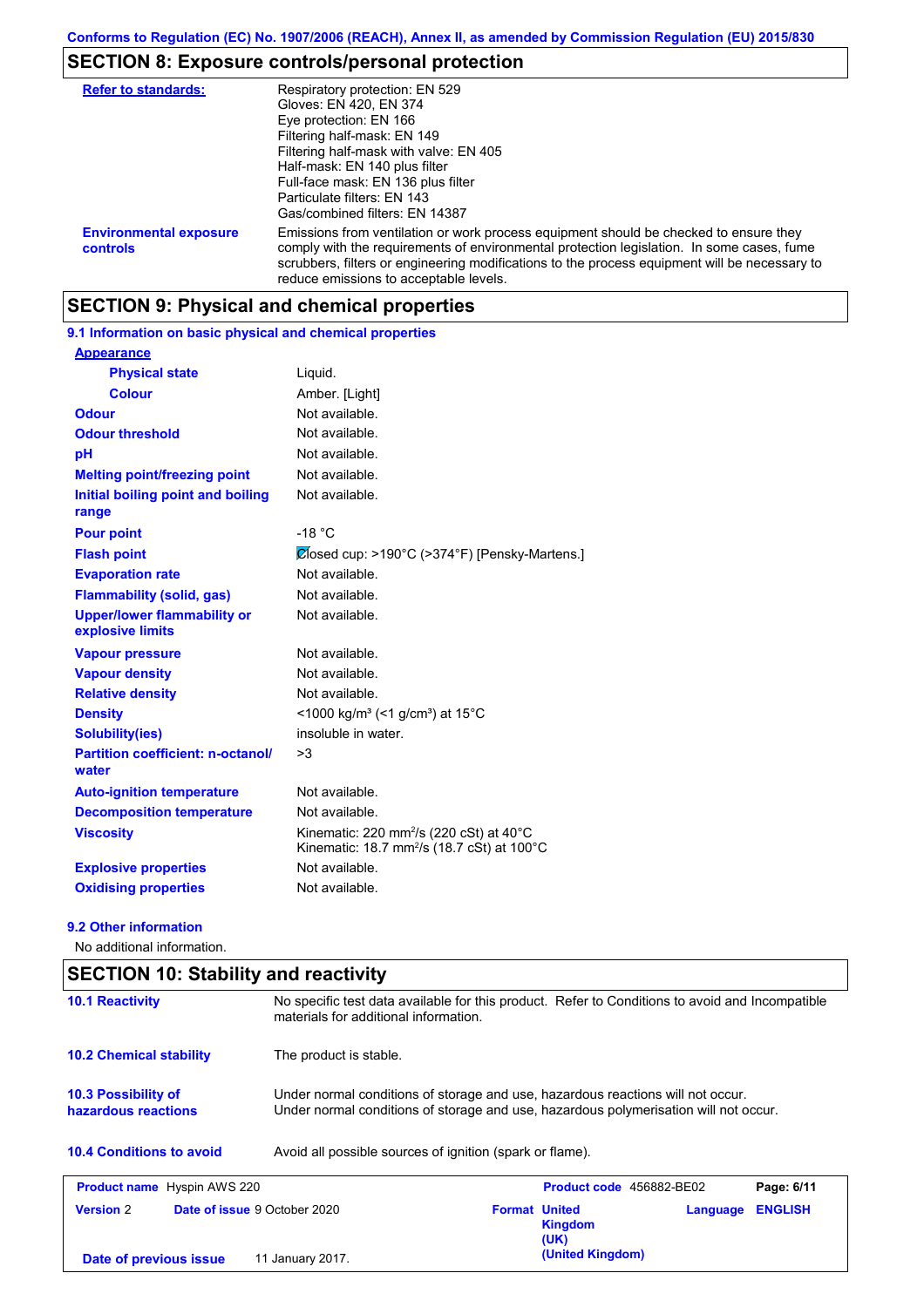Conforms to Regulation (EC) No. 1907/2006 (REACH), Annex II, as amended by Commission Regulation (EU) 2015/830

## SECTION 8: Exposure controls/personal protection

| | |
|---|---|
| **Refer to standards:** | Respiratory protection: EN 529<br>Gloves: EN 420, EN 374<br>Eye protection: EN 166<br>Filtering half-mask: EN 149<br>Filtering half-mask with valve: EN 405<br>Half-mask: EN 140 plus filter<br>Full-face mask: EN 136 plus filter<br>Particulate filters: EN 143<br>Gas/combined filters: EN 14387 |
| **Environmental exposure controls** | Emissions from ventilation or work process equipment should be checked to ensure they comply with the requirements of environmental protection legislation. In some cases, fume scrubbers, filters or engineering modifications to the process equipment will be necessary to reduce emissions to acceptable levels. |

## SECTION 9: Physical and chemical properties

### 9.1 Information on basic physical and chemical properties

| | |
|---|---|
| **Appearance** | |
| **Physical state** | Liquid. |
| **Colour** | Amber. [Light] |
| **Odour** | Not available. |
| **Odour threshold** | Not available. |
| **pH** | Not available. |
| **Melting point/freezing point** | Not available. |
| **Initial boiling point and boiling range** | Not available. |
| **Pour point** | -18 °C |
| **Flash point** | Closed cup: >190°C (>374°F) [Pensky-Martens.] |
| **Evaporation rate** | Not available. |
| **Flammability (solid, gas)** | Not available. |
| **Upper/lower flammability or explosive limits** | Not available. |
| **Vapour pressure** | Not available. |
| **Vapour density** | Not available. |
| **Relative density** | Not available. |
| **Density** | <1000 kg/m³ (<1 g/cm³) at 15°C |
| **Solubility(ies)** | insoluble in water. |
| **Partition coefficient: n-octanol/ water** | >3 |
| **Auto-ignition temperature** | Not available. |
| **Decomposition temperature** | Not available. |
| **Viscosity** | Kinematic: 220 mm²/s (220 cSt) at 40°C<br>Kinematic: 18.7 mm²/s (18.7 cSt) at 100°C |
| **Explosive properties** | Not available. |
| **Oxidising properties** | Not available. |

### 9.2 Other information

No additional information.

## SECTION 10: Stability and reactivity

| | |
|---|---|
| **10.1 Reactivity** | No specific test data available for this product. Refer to Conditions to avoid and Incompatible materials for additional information. |
| **10.2 Chemical stability** | The product is stable. |
| **10.3 Possibility of hazardous reactions** | Under normal conditions of storage and use, hazardous reactions will not occur.<br>Under normal conditions of storage and use, hazardous polymerisation will not occur. |
| **10.4 Conditions to avoid** | Avoid all possible sources of ignition (spark or flame). |

| | | | |
|---|---|---|---|
| **Product name** Hyspin AWS 220 | | **Product code** 456882-BE02 | |
| **Version** 2 | **Date of issue** 9 October 2020 | **Format** United Kingdom (UK) (United Kingdom) | **Language** ENGLISH |
| **Date of previous issue** | 11 January 2017. | | |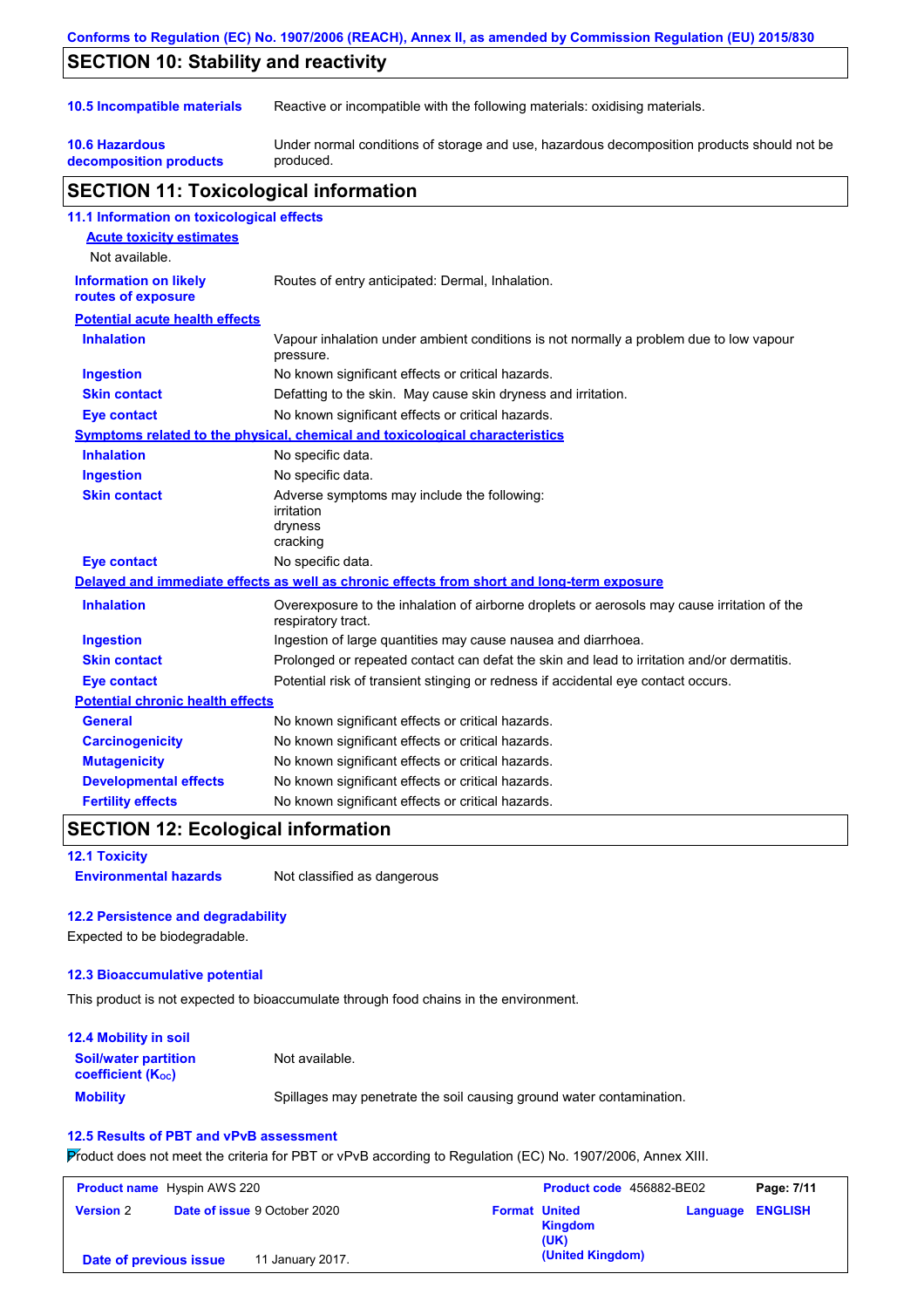## SECTION 10: Stability and reactivity

| | |
|---|---|
| **10.5 Incompatible materials** | Reactive or incompatible with the following materials: oxidising materials. |
| **10.6 Hazardous decomposition products** | Under normal conditions of storage and use, hazardous decomposition products should not be produced. |

## SECTION 11: Toxicological information

### 11.1 Information on toxicological effects

**Acute toxicity estimates**

Not available.

| | |
|---|---|
| **Information on likely routes of exposure** | Routes of entry anticipated: Dermal, Inhalation. |

**Potential acute health effects**

| | |
|---|---|
| **Inhalation** | Vapour inhalation under ambient conditions is not normally a problem due to low vapour pressure. |
| **Ingestion** | No known significant effects or critical hazards. |
| **Skin contact** | Defatting to the skin. May cause skin dryness and irritation. |
| **Eye contact** | No known significant effects or critical hazards. |

**Symptoms related to the physical, chemical and toxicological characteristics**

| | |
|---|---|
| **Inhalation** | No specific data. |
| **Ingestion** | No specific data. |
| **Skin contact** | Adverse symptoms may include the following:<br>irritation<br>dryness<br>cracking |
| **Eye contact** | No specific data. |

**Delayed and immediate effects as well as chronic effects from short and long-term exposure**

| | |
|---|---|
| **Inhalation** | Overexposure to the inhalation of airborne droplets or aerosols may cause irritation of the respiratory tract. |
| **Ingestion** | Ingestion of large quantities may cause nausea and diarrhoea. |
| **Skin contact** | Prolonged or repeated contact can defat the skin and lead to irritation and/or dermatitis. |
| **Eye contact** | Potential risk of transient stinging or redness if accidental eye contact occurs. |

**Potential chronic health effects**

| | |
|---|---|
| **General** | No known significant effects or critical hazards. |
| **Carcinogenicity** | No known significant effects or critical hazards. |
| **Mutagenicity** | No known significant effects or critical hazards. |
| **Developmental effects** | No known significant effects or critical hazards. |
| **Fertility effects** | No known significant effects or critical hazards. |

## SECTION 12: Ecological information

### 12.1 Toxicity

| | |
|---|---|
| **Environmental hazards** | Not classified as dangerous |

### 12.2 Persistence and degradability

Expected to be biodegradable.

### 12.3 Bioaccumulative potential

This product is not expected to bioaccumulate through food chains in the environment.

### 12.4 Mobility in soil

| | |
|---|---|
| **Soil/water partition coefficient ($K_{OC}$)** | Not available. |
| **Mobility** | Spillages may penetrate the soil causing ground water contamination. |

### 12.5 Results of PBT and vPvB assessment

Product does not meet the criteria for PBT or vPvB according to Regulation (EC) No. 1907/2006, Annex XIII.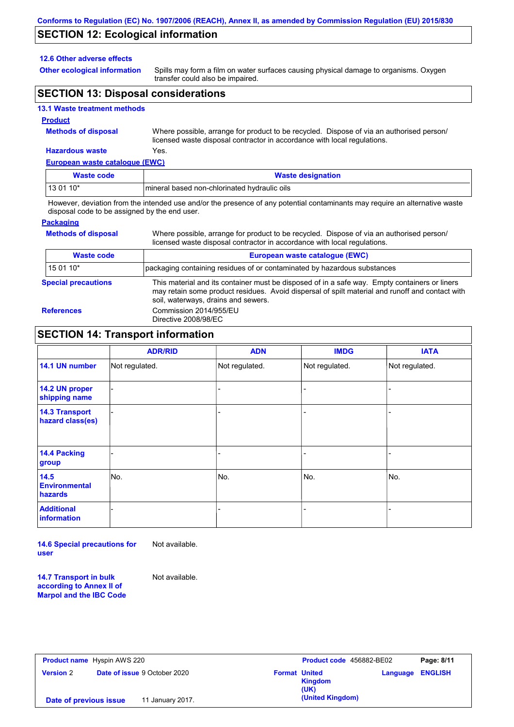## SECTION 12: Ecological information

### 12.6 Other adverse effects

**Other ecological information**: Spills may form a film on water surfaces causing physical damage to organisms. Oxygen transfer could also be impaired.

## SECTION 13: Disposal considerations

### 13.1 Waste treatment methods

**Product**

**Methods of disposal**: Where possible, arrange for product to be recycled. Dispose of via an authorised person/ licensed waste disposal contractor in accordance with local regulations.

**Hazardous waste**: Yes.

**European waste catalogue (EWC)**

| Waste code | Waste designation |
|---|---|
| 13 01 10* | mineral based non-chlorinated hydraulic oils |

However, deviation from the intended use and/or the presence of any potential contaminants may require an alternative waste disposal code to be assigned by the end user.

**Packaging**

**Methods of disposal**: Where possible, arrange for product to be recycled. Dispose of via an authorised person/ licensed waste disposal contractor in accordance with local regulations.

| Waste code | European waste catalogue (EWC) |
|---|---|
| 15 01 10* | packaging containing residues of or contaminated by hazardous substances |

**Special precautions**: This material and its container must be disposed of in a safe way. Empty containers or liners may retain some product residues. Avoid dispersal of spilt material and runoff and contact with soil, waterways, drains and sewers.

**References**: Commission 2014/955/EU
Directive 2008/98/EC

## SECTION 14: Transport information

| | ADR/RID | ADN | IMDG | IATA |
|---|---|---|---|---|
| 14.1 UN number | Not regulated. | Not regulated. | Not regulated. | Not regulated. |
| 14.2 UN proper shipping name | - | - | - | - |
| 14.3 Transport hazard class(es) | - | - | - | - |
| 14.4 Packing group | - | - | - | - |
| 14.5 Environmental hazards | No. | No. | No. | No. |
| Additional information | - | - | - | - |

**14.6 Special precautions for user**: Not available.

**14.7 Transport in bulk according to Annex II of Marpol and the IBC Code**: Not available.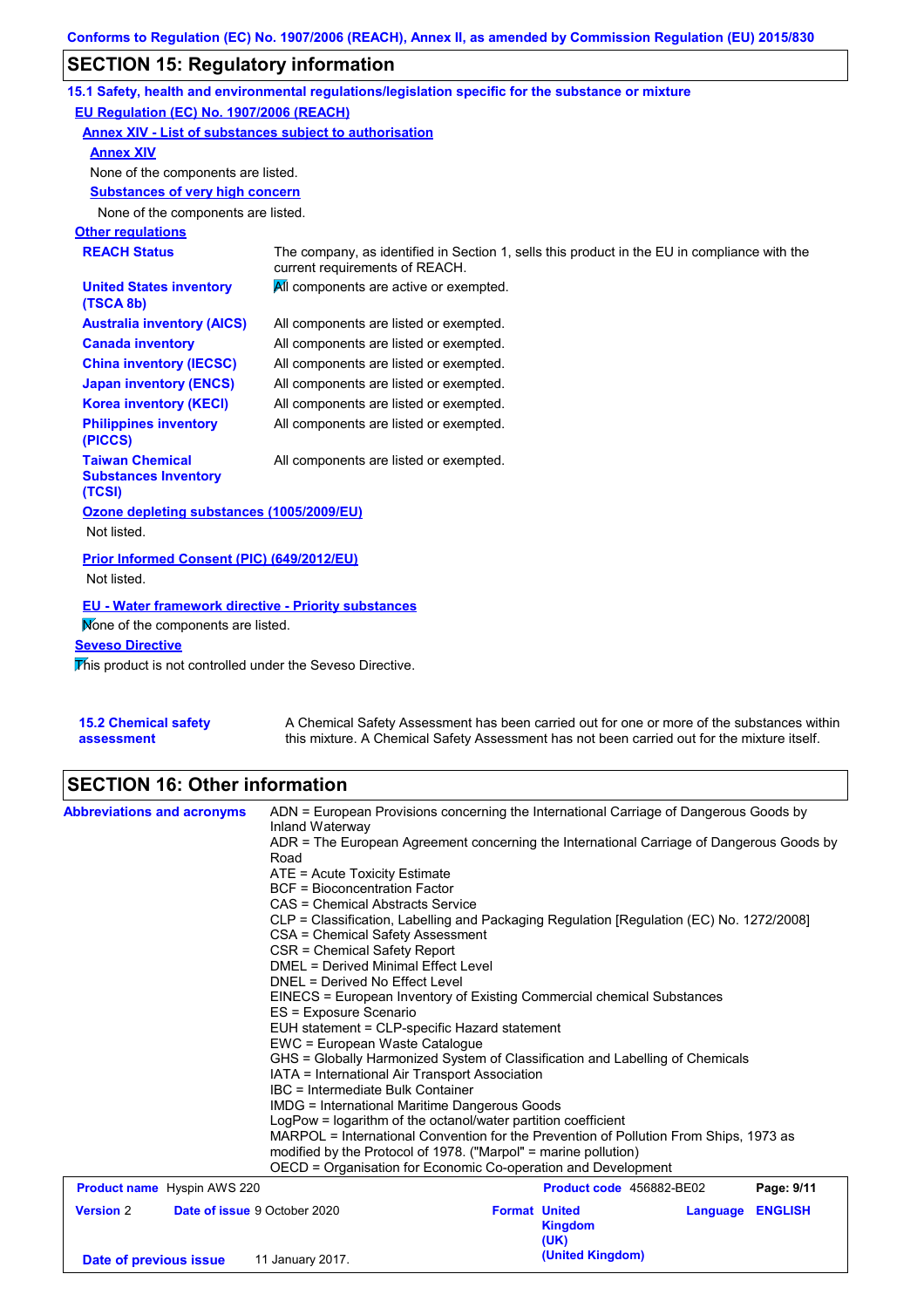Conforms to Regulation (EC) No. 1907/2006 (REACH), Annex II, as amended by Commission Regulation (EU) 2015/830

## SECTION 15: Regulatory information

### 15.1 Safety, health and environmental regulations/legislation specific for the substance or mixture

**EU Regulation (EC) No. 1907/2006 (REACH)**

**Annex XIV - List of substances subject to authorisation**

**Annex XIV**

None of the components are listed.

**Substances of very high concern**

None of the components are listed.

**Other regulations**

| | |
|---|---|
| **REACH Status** | The company, as identified in Section 1, sells this product in the EU in compliance with the current requirements of REACH. |
| **United States inventory (TSCA 8b)** | All components are active or exempted. |
| **Australia inventory (AICS)** | All components are listed or exempted. |
| **Canada inventory** | All components are listed or exempted. |
| **China inventory (IECSC)** | All components are listed or exempted. |
| **Japan inventory (ENCS)** | All components are listed or exempted. |
| **Korea inventory (KECI)** | All components are listed or exempted. |
| **Philippines inventory (PICCS)** | All components are listed or exempted. |
| **Taiwan Chemical Substances Inventory (TCSI)** | All components are listed or exempted. |

**Ozone depleting substances (1005/2009/EU)**

Not listed.

**Prior Informed Consent (PIC) (649/2012/EU)**

Not listed.

**EU - Water framework directive - Priority substances**

None of the components are listed.

**Seveso Directive**

This product is not controlled under the Seveso Directive.

**15.2 Chemical safety assessment**

A Chemical Safety Assessment has been carried out for one or more of the substances within this mixture. A Chemical Safety Assessment has not been carried out for the mixture itself.

## SECTION 16: Other information

**Abbreviations and acronyms**

ADN = European Provisions concerning the International Carriage of Dangerous Goods by Inland Waterway
ADR = The European Agreement concerning the International Carriage of Dangerous Goods by Road
ATE = Acute Toxicity Estimate
BCF = Bioconcentration Factor
CAS = Chemical Abstracts Service
CLP = Classification, Labelling and Packaging Regulation [Regulation (EC) No. 1272/2008]
CSA = Chemical Safety Assessment
CSR = Chemical Safety Report
DMEL = Derived Minimal Effect Level
DNEL = Derived No Effect Level
EINECS = European Inventory of Existing Commercial chemical Substances
ES = Exposure Scenario
EUH statement = CLP-specific Hazard statement
EWC = European Waste Catalogue
GHS = Globally Harmonized System of Classification and Labelling of Chemicals
IATA = International Air Transport Association
IBC = Intermediate Bulk Container
IMDG = International Maritime Dangerous Goods
LogPow = logarithm of the octanol/water partition coefficient
MARPOL = International Convention for the Prevention of Pollution From Ships, 1973 as modified by the Protocol of 1978. ("Marpol" = marine pollution)
OECD = Organisation for Economic Co-operation and Development

| | | | |
|---|---|---|---|
| **Product name** Hyspin AWS 220 | | **Product code** 456882-BE02 | |
| **Version** 2 | **Date of issue** 9 October 2020 | **Format** United Kingdom (UK) (United Kingdom) | **Language** ENGLISH |
| **Date of previous issue** | 11 January 2017. | | |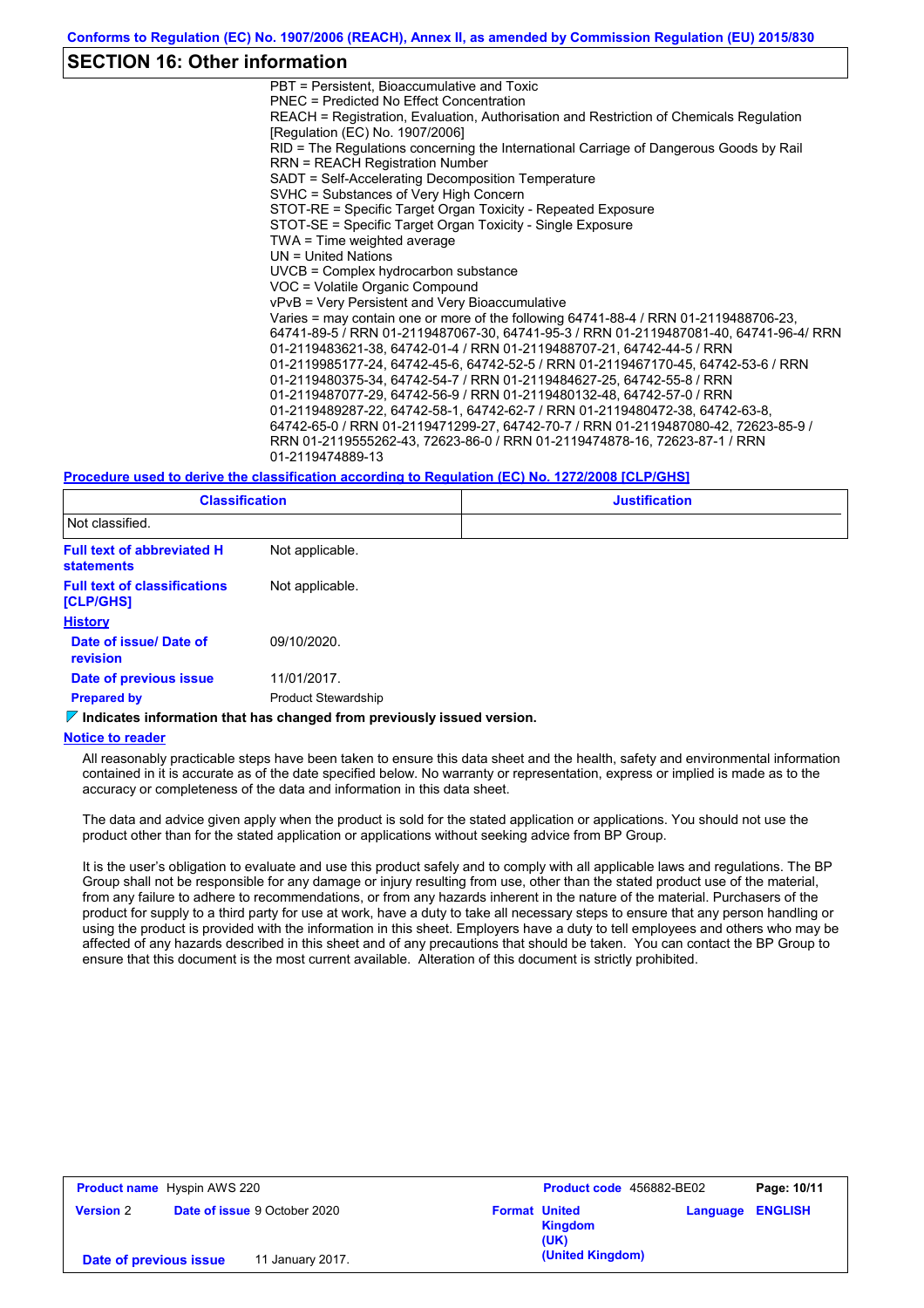## SECTION 16: Other information

PBT = Persistent, Bioaccumulative and Toxic
PNEC = Predicted No Effect Concentration
REACH = Registration, Evaluation, Authorisation and Restriction of Chemicals Regulation [Regulation (EC) No. 1907/2006]
RID = The Regulations concerning the International Carriage of Dangerous Goods by Rail
RRN = REACH Registration Number
SADT = Self-Accelerating Decomposition Temperature
SVHC = Substances of Very High Concern
STOT-RE = Specific Target Organ Toxicity - Repeated Exposure
STOT-SE = Specific Target Organ Toxicity - Single Exposure
TWA = Time weighted average
UN = United Nations
UVCB = Complex hydrocarbon substance
VOC = Volatile Organic Compound
vPvB = Very Persistent and Very Bioaccumulative
Varies = may contain one or more of the following 64741-88-4 / RRN 01-2119488706-23, 64741-89-5 / RRN 01-2119487067-30, 64741-95-3 / RRN 01-2119487081-40, 64741-96-4/ RRN 01-2119483621-38, 64742-01-4 / RRN 01-2119488707-21, 64742-44-5 / RRN 01-2119985177-24, 64742-45-6, 64742-52-5 / RRN 01-2119467170-45, 64742-53-6 / RRN 01-2119480375-34, 64742-54-7 / RRN 01-2119484627-25, 64742-55-8 / RRN 01-2119487077-29, 64742-56-9 / RRN 01-2119480132-48, 64742-57-0 / RRN 01-2119489287-22, 64742-58-1, 64742-62-7 / RRN 01-2119480472-38, 64742-63-8, 64742-65-0 / RRN 01-2119471299-27, 64742-70-7 / RRN 01-2119487080-42, 72623-85-9 / RRN 01-2119555262-43, 72623-86-0 / RRN 01-2119474878-16, 72623-87-1 / RRN 01-2119474889-13

**Procedure used to derive the classification according to Regulation (EC) No. 1272/2008 [CLP/GHS]**

| Classification | Justification |
|---|---|
| Not classified. | |

**Full text of abbreviated H statements**: Not applicable.

**Full text of classifications [CLP/GHS]**: Not applicable.

**History**

**Date of issue/ Date of revision**: 09/10/2020.

**Date of previous issue**: 11/01/2017.

**Prepared by**: Product Stewardship

**Indicates information that has changed from previously issued version.**

**Notice to reader**

All reasonably practicable steps have been taken to ensure this data sheet and the health, safety and environmental information contained in it is accurate as of the date specified below. No warranty or representation, express or implied is made as to the accuracy or completeness of the data and information in this data sheet.

The data and advice given apply when the product is sold for the stated application or applications. You should not use the product other than for the stated application or applications without seeking advice from BP Group.

It is the user's obligation to evaluate and use this product safely and to comply with all applicable laws and regulations. The BP Group shall not be responsible for any damage or injury resulting from use, other than the stated product use of the material, from any failure to adhere to recommendations, or from any hazards inherent in the nature of the material. Purchasers of the product for supply to a third party for use at work, have a duty to take all necessary steps to ensure that any person handling or using the product is provided with the information in this sheet. Employers have a duty to tell employees and others who may be affected of any hazards described in this sheet and of any precautions that should be taken. You can contact the BP Group to ensure that this document is the most current available. Alteration of this document is strictly prohibited.